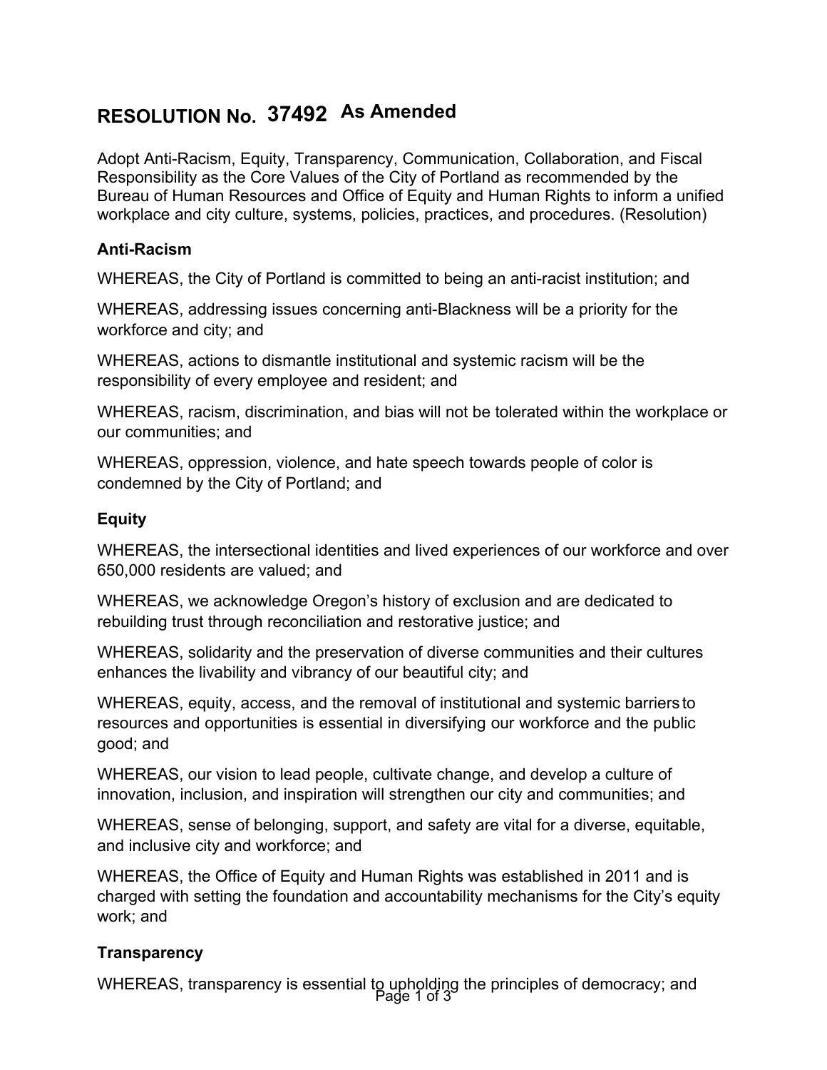# RESOLUTION No. 37492 As Amended

Adopt Anti-Racism, Equity, Transparency, Communication, Collaboration, and Fiscal Responsibility as the Core Values of the City of Portland as recommended by the Bureau of Human Resources and Office of Equity and Human Rights to inform a unified workplace and city culture, systems, policies, practices, and procedures. (Resolution)

### Anti-Racism

WHEREAS, the City of Portland is committed to being an anti-racist institution; and

WHEREAS, addressing issues concerning anti-Blackness will be a priority for the workforce and city; and

WHEREAS, actions to dismantle institutional and systemic racism will be the responsibility of every employee and resident; and

WHEREAS, racism, discrimination, and bias will not be tolerated within the workplace or our communities; and

WHEREAS, oppression, violence, and hate speech towards people of color is condemned by the City of Portland; and

### Equity

WHEREAS, the intersectional identities and lived experiences of our workforce and over 650,000 residents are valued; and

WHEREAS, we acknowledge Oregon's history of exclusion and are dedicated to rebuilding trust through reconciliation and restorative justice; and

WHEREAS, solidarity and the preservation of diverse communities and their cultures enhances the livability and vibrancy of our beautiful city; and

WHEREAS, equity, access, and the removal of institutional and systemic barriers to resources and opportunities is essential in diversifying our workforce and the public good; and

WHEREAS, our vision to lead people, cultivate change, and develop a culture of innovation, inclusion, and inspiration will strengthen our city and communities; and

WHEREAS, sense of belonging, support, and safety are vital for a diverse, equitable, and inclusive city and workforce; and

WHEREAS, the Office of Equity and Human Rights was established in 2011 and is charged with setting the foundation and accountability mechanisms for the City's equity work; and

### Transparency

WHEREAS, transparency is essential to upholding the principles of democracy; and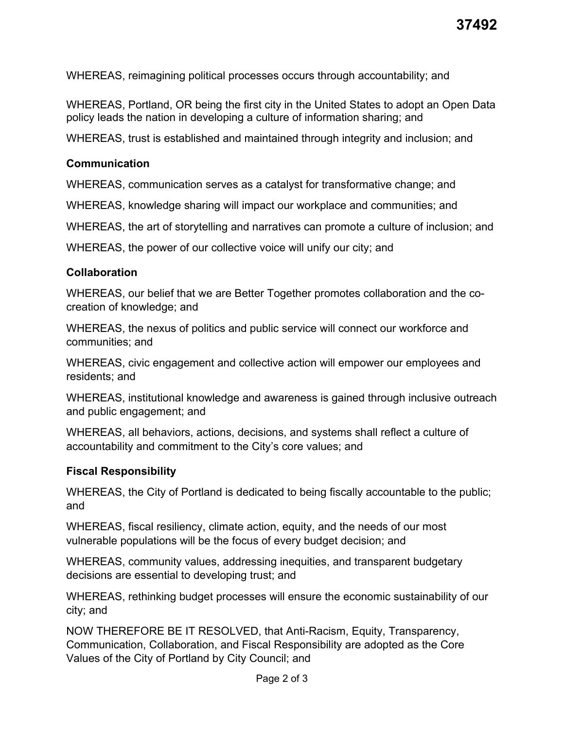WHEREAS, reimagining political processes occurs through accountability; and

WHEREAS, Portland, OR being the first city in the United States to adopt an Open Data policy leads the nation in developing a culture of information sharing; and

WHEREAS, trust is established and maintained through integrity and inclusion; and

**Communication**

WHEREAS, communication serves as a catalyst for transformative change; and

WHEREAS, knowledge sharing will impact our workplace and communities; and

WHEREAS, the art of storytelling and narratives can promote a culture of inclusion; and

WHEREAS, the power of our collective voice will unify our city; and

**Collaboration**

WHEREAS, our belief that we are Better Together promotes collaboration and the co-creation of knowledge; and

WHEREAS, the nexus of politics and public service will connect our workforce and communities; and

WHEREAS, civic engagement and collective action will empower our employees and residents; and

WHEREAS, institutional knowledge and awareness is gained through inclusive outreach and public engagement; and

WHEREAS, all behaviors, actions, decisions, and systems shall reflect a culture of accountability and commitment to the City's core values; and

**Fiscal Responsibility**

WHEREAS, the City of Portland is dedicated to being fiscally accountable to the public; and

WHEREAS, fiscal resiliency, climate action, equity, and the needs of our most vulnerable populations will be the focus of every budget decision; and

WHEREAS, community values, addressing inequities, and transparent budgetary decisions are essential to developing trust; and

WHEREAS, rethinking budget processes will ensure the economic sustainability of our city; and

NOW THEREFORE BE IT RESOLVED, that Anti-Racism, Equity, Transparency, Communication, Collaboration, and Fiscal Responsibility are adopted as the Core Values of the City of Portland by City Council; and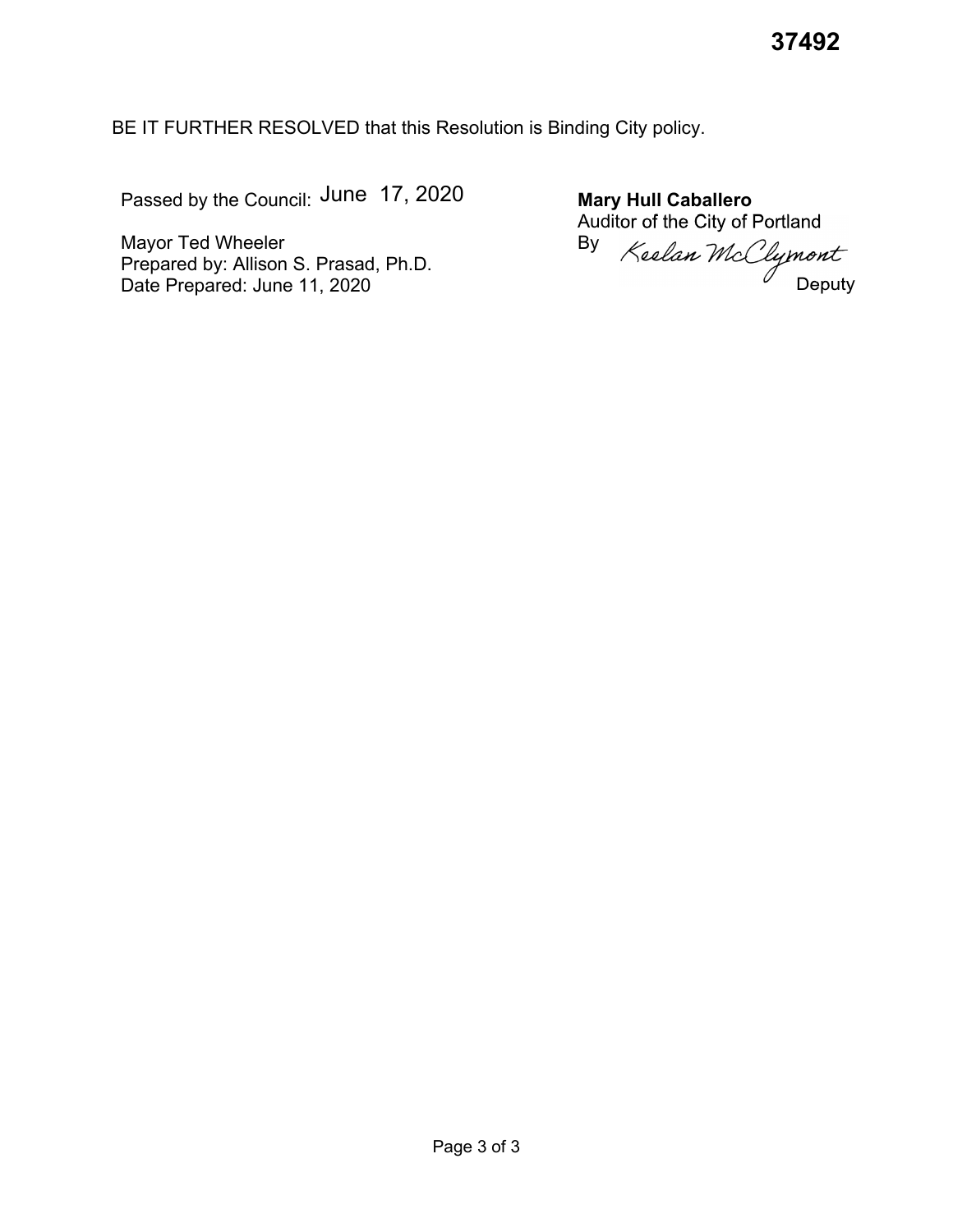37492

BE IT FURTHER RESOLVED that this Resolution is Binding City policy.

Passed by the Council: June 17, 2020

Mayor Ted Wheeler
Prepared by: Allison S. Prasad, Ph.D.
Date Prepared: June 11, 2020

**Mary Hull Caballero**
Auditor of the City of Portland
By Keelan McClymont
Deputy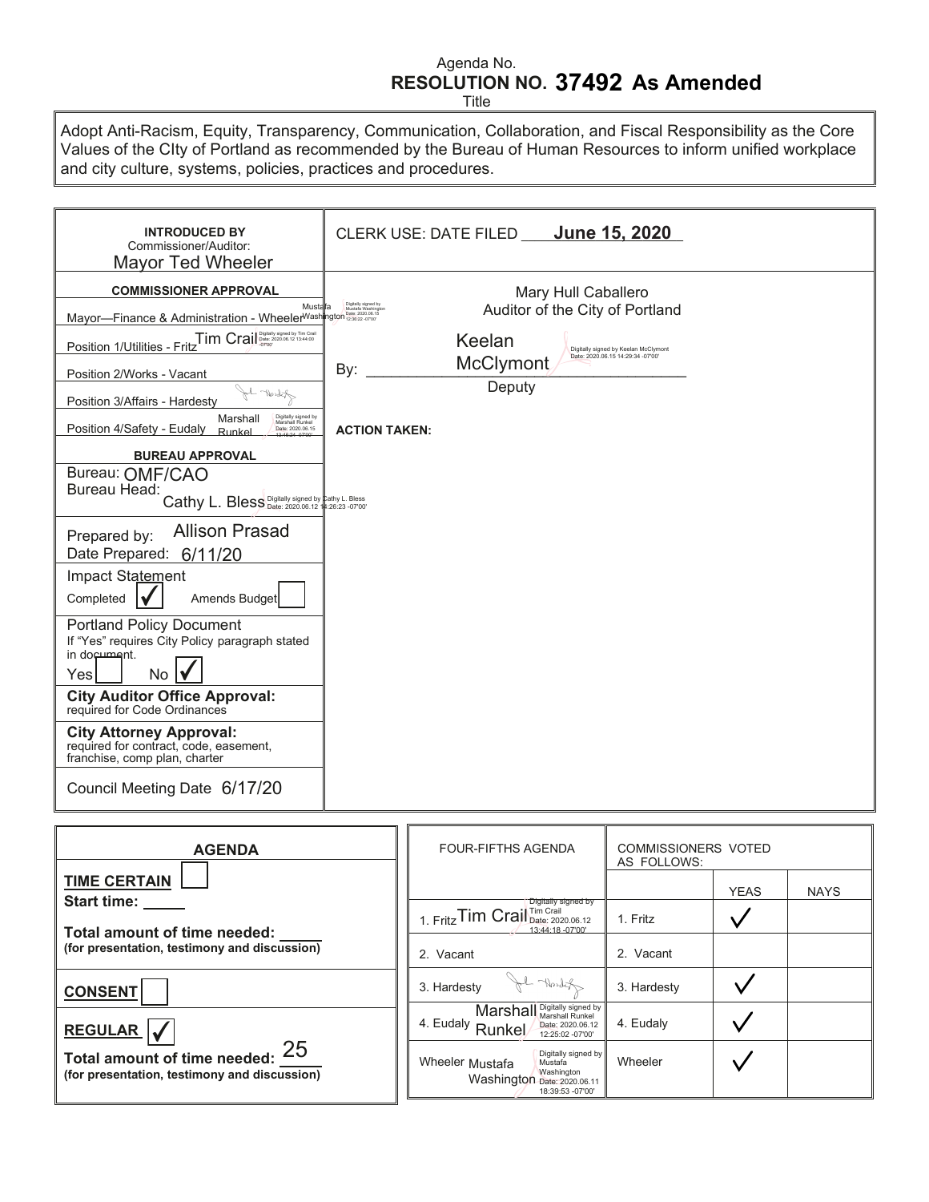Agenda No.

# RESOLUTION NO. 37492 As Amended

Title

Adopt Anti-Racism, Equity, Transparency, Communication, Collaboration, and Fiscal Responsibility as the Core Values of the CIty of Portland as recommended by the Bureau of Human Resources to inform unified workplace and city culture, systems, policies, practices and procedures.

| | |
|---|---|
| **INTRODUCED BY**<br>Commissioner/Auditor:<br>Mayor Ted Wheeler | CLERK USE: DATE FILED **June 15, 2020** |
| **COMMISSIONER APPROVAL**<br>Mayor—Finance & Administration - Wheeler Mustafa Washington (Digitally signed by Mustafa Washington Date: 2020.06.15 12:30:22 -07'00')<br>Position 1/Utilities - Fritz Tim Crail (Digitally signed by Tim Crail Date: 2020.06.12 13:44:00 -07'00')<br>Position 2/Works - Vacant<br>Position 3/Affairs - Hardesty [signature]<br>Position 4/Safety - Eudaly Marshall Runkel (Digitally signed by Marshall Runkel Date: 2020.06.15 13:46:24 -07'00') | Mary Hull Caballero<br>Auditor of the City of Portland<br><br>By: Keelan McClymont (Digitally signed by Keelan McClymont Date: 2020.06.15 14:29:34 -07'00')<br>Deputy<br><br>**ACTION TAKEN:** |
| **BUREAU APPROVAL**<br>Bureau: OMF/CAO<br>Bureau Head: Cathy L. Bless (Digitally signed by Cathy L. Bless Date: 2020.06.12 14:26:23 -07'00') | |
| Prepared by: Allison Prasad<br>Date Prepared: 6/11/20 | |
| Impact Statement<br>Completed ☑ Amends Budget ☐ | |
| Portland Policy Document<br>If "Yes" requires City Policy paragraph stated in document.<br>Yes ☐ No ☑ | |
| **City Auditor Office Approval:**<br>required for Code Ordinances | |
| **City Attorney Approval:**<br>required for contract, code, easement, franchise, comp plan, charter | |
| Council Meeting Date 6/17/20 | |

| **AGENDA** |
|---|
| **TIME CERTAIN** ☐<br>**Start time:** \_\_\_\_\_<br>**Total amount of time needed:** \_\_\_\_\_<br>**(for presentation, testimony and discussion)** |
| **CONSENT** ☐ |
| **REGULAR** ☑<br>**Total amount of time needed:** 25<br>**(for presentation, testimony and discussion)** |

| FOUR-FIFTHS AGENDA | COMMISSIONERS VOTED AS FOLLOWS: | YEAS | NAYS |
|---|---|---|---|
| 1. Fritz Tim Crail (Digitally signed by Tim Crail Date: 2020.06.12 13:44:18 -07'00') | 1. Fritz | ✓ | |
| 2. Vacant | 2. Vacant | | |
| 3. Hardesty [signature] | 3. Hardesty | ✓ | |
| 4. Eudaly Marshall Runkel (Digitally signed by Marshall Runkel Date: 2020.06.12 12:25:02 -07'00') | 4. Eudaly | ✓ | |
| Wheeler Mustafa Washington (Digitally signed by Mustafa Washington Date: 2020.06.11 18:39:53 -07'00') | Wheeler | ✓ | |